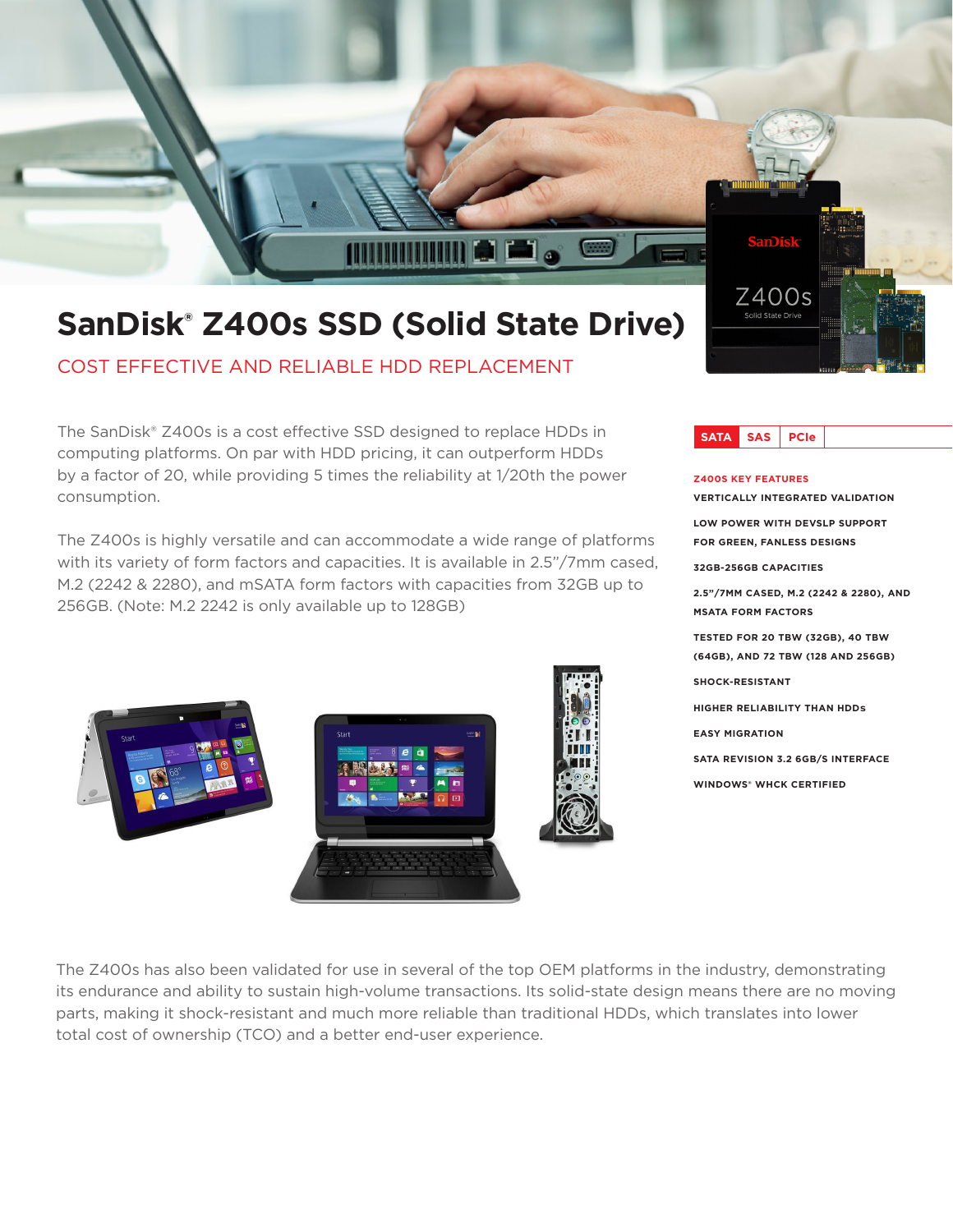# SanDisk® Z400s SSD (Solid State Drive)

## COST EFFECTIVE AND RELIABLE HDD REPLACEMENT

The SanDisk® Z400s is a cost effective SSD designed to replace HDDs in computing platforms. On par with HDD pricing, it can outperform HDDs by a factor of 20, while providing 5 times the reliability at 1/20th the power consumption.

The Z400s is highly versatile and can accommodate a wide range of platforms with its variety of form factors and capacities. It is available in 2.5"/7mm cased, M.2 (2242 & 2280), and mSATA form factors with capacities from 32GB up to 256GB. (Note: M.2 2242 is only available up to 128GB)

SATA | SAS | PCIe

### Z400S KEY FEATURES

- VERTICALLY INTEGRATED VALIDATION
- LOW POWER WITH DEVSLP SUPPORT FOR GREEN, FANLESS DESIGNS
- 32GB-256GB CAPACITIES
- 2.5"/7MM CASED, M.2 (2242 & 2280), AND MSATA FORM FACTORS
- TESTED FOR 20 TBW (32GB), 40 TBW (64GB), AND 72 TBW (128 AND 256GB)
- SHOCK-RESISTANT
- HIGHER RELIABILITY THAN HDDs
- EASY MIGRATION
- SATA REVISION 3.2 6GB/S INTERFACE
- WINDOWS® WHCK CERTIFIED

The Z400s has also been validated for use in several of the top OEM platforms in the industry, demonstrating its endurance and ability to sustain high-volume transactions. Its solid-state design means there are no moving parts, making it shock-resistant and much more reliable than traditional HDDs, which translates into lower total cost of ownership (TCO) and a better end-user experience.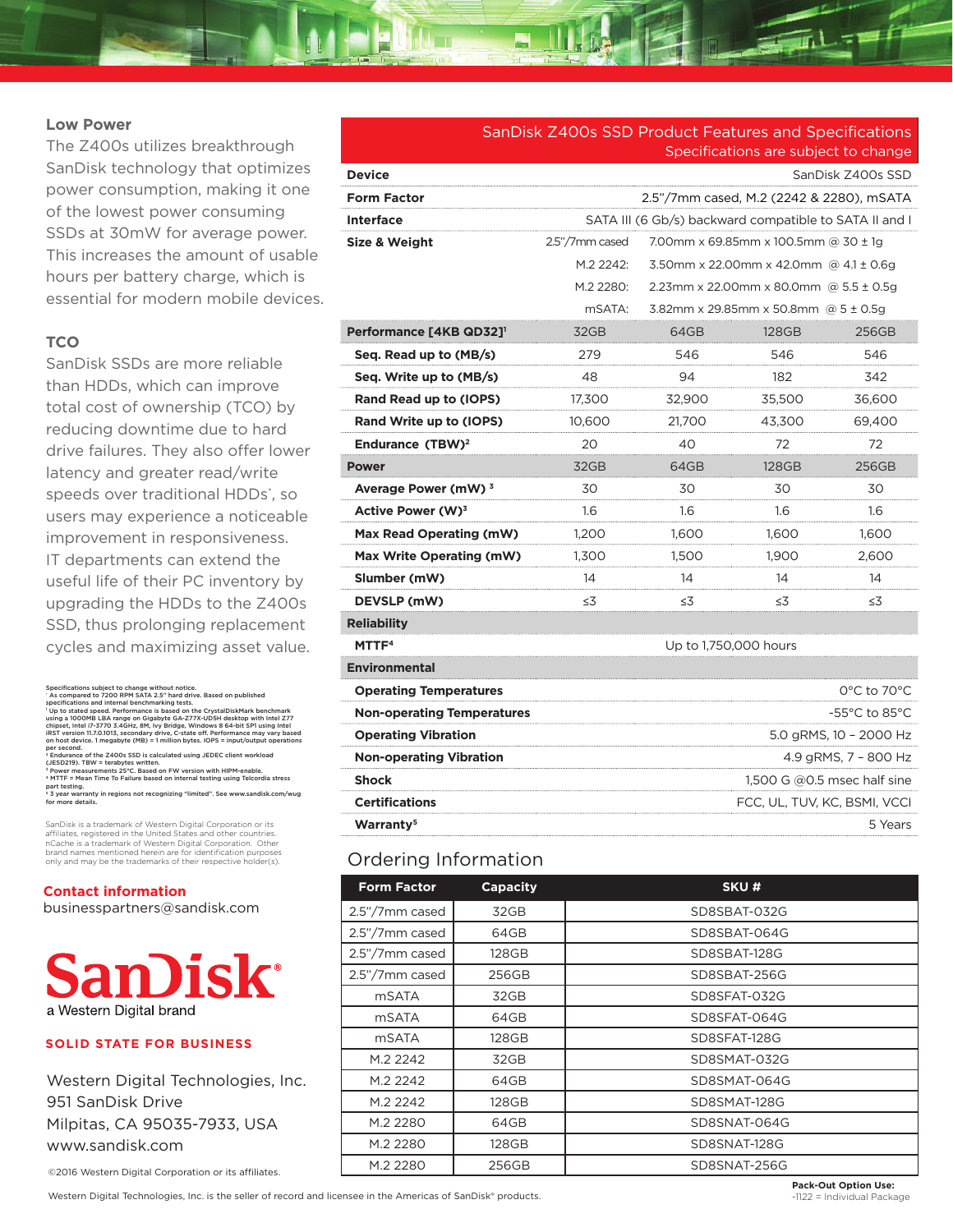## Low Power

The Z400s utilizes breakthrough SanDisk technology that optimizes power consumption, making it one of the lowest power consuming SSDs at 30mW for average power. This increases the amount of usable hours per battery charge, which is essential for modern mobile devices.

## TCO

SanDisk SSDs are more reliable than HDDs, which can improve total cost of ownership (TCO) by reducing downtime due to hard drive failures. They also offer lower latency and greater read/write speeds over traditional HDDs*, so users may experience a noticeable improvement in responsiveness. IT departments can extend the useful life of their PC inventory by upgrading the HDDs to the Z400s SSD, thus prolonging replacement cycles and maximizing asset value.

Specifications subject to change without notice.
* As compared to 7200 RPM SATA 2.5" hard drive. Based on published specifications and internal benchmarking tests.
[1] Up to stated speed. Performance is based on the CrystalDiskMark benchmark using a 1000MB LBA range on Gigabyte GA-Z77X-UD5H desktop with Intel Z77 chipset, Intel i7-3770 3.4GHz, 8M, Ivy Bridge, Windows 8 64-bit SP1 using Intel iRST version 11.7.0.1013, secondary drive, C-state off. Performance may vary based on host device. 1 megabyte (MB) = 1 million bytes. IOPS = input/output operations per second.
[2] Endurance of the Z400s SSD is calculated using JEDEC client workload (JESD219). TBW = terabytes written.
[3] Power measurements 25°C. Based on FW version with HIPM-enable.
[4] MTTF = Mean Time To Failure based on internal testing using Telcordia stress part testing.
[5] 3 year warranty in regions not recognizing "limited". See www.sandisk.com/wug for more details.

SanDisk is a trademark of Western Digital Corporation or its affiliates, registered in the United States and other countries. nCache is a trademark of Western Digital Corporation. Other brand names mentioned herein are for identification purposes only and may be the trademarks of their respective holder(s).

**Contact information**
businesspartners@sandisk.com

SanDisk
a Western Digital brand

**SOLID STATE FOR BUSINESS**

Western Digital Technologies, Inc.
951 SanDisk Drive
Milpitas, CA 95035-7933, USA
www.sandisk.com

©2016 Western Digital Corporation or its affiliates.

## SanDisk Z400s SSD Product Features and Specifications

Specifications are subject to change

| | | | | | |
|---|---|---|---|---|---|
| **Device** | SanDisk Z400s SSD | | | | |
| **Form Factor** | 2.5"/7mm cased, M.2 (2242 & 2280), mSATA | | | | |
| **Interface** | SATA III (6 Gb/s) backward compatible to SATA II and I | | | | |
| **Size & Weight** | 2.5"/7mm cased | 7.00mm x 69.85mm x 100.5mm @ 30 ± 1g | | | |
| | M.2 2242: | 3.50mm x 22.00mm x 42.0mm @ 4.1 ± 0.6g | | | |
| | M.2 2280: | 2.23mm x 22.00mm x 80.0mm @ 5.5 ± 0.5g | | | |
| | mSATA: | 3.82mm x 29.85mm x 50.8mm @ 5 ± 0.5g | | | |
| **Performance [4KB QD32]**[1] | | 32GB | 64GB | 128GB | 256GB |
| **Seq. Read up to (MB/s)** | | 279 | 546 | 546 | 546 |
| **Seq. Write up to (MB/s)** | | 48 | 94 | 182 | 342 |
| **Rand Read up to (IOPS)** | | 17,300 | 32,900 | 35,500 | 36,600 |
| **Rand Write up to (IOPS)** | | 10,600 | 21,700 | 43,300 | 69,400 |
| **Endurance (TBW)**[2] | | 20 | 40 | 72 | 72 |
| **Power** | | 32GB | 64GB | 128GB | 256GB |
| **Average Power (mW)** [3] | | 30 | 30 | 30 | 30 |
| **Active Power (W)**[3] | | 1.6 | 1.6 | 1.6 | 1.6 |
| **Max Read Operating (mW)** | | 1,200 | 1,600 | 1,600 | 1,600 |
| **Max Write Operating (mW)** | | 1,300 | 1,500 | 1,900 | 2,600 |
| **Slumber (mW)** | | 14 | 14 | 14 | 14 |
| **DEVSLP (mW)** | | ≤3 | ≤3 | ≤3 | ≤3 |
| **Reliability** | | | | | |
| **MTTF**[4] | Up to 1,750,000 hours | | | | |
| **Environmental** | | | | | |
| **Operating Temperatures** | 0°C to 70°C | | | | |
| **Non-operating Temperatures** | -55°C to 85°C | | | | |
| **Operating Vibration** | 5.0 gRMS, 10 – 2000 Hz | | | | |
| **Non-operating Vibration** | 4.9 gRMS, 7 – 800 Hz | | | | |
| **Shock** | 1,500 G @0.5 msec half sine | | | | |
| **Certifications** | FCC, UL, TUV, KC, BSMI, VCCI | | | | |
| **Warranty**[5] | 5 Years | | | | |

## Ordering Information

| Form Factor | Capacity | SKU # |
|---|---|---|
| 2.5"/7mm cased | 32GB | SD8SBAT-032G |
| 2.5"/7mm cased | 64GB | SD8SBAT-064G |
| 2.5"/7mm cased | 128GB | SD8SBAT-128G |
| 2.5"/7mm cased | 256GB | SD8SBAT-256G |
| mSATA | 32GB | SD8SFAT-032G |
| mSATA | 64GB | SD8SFAT-064G |
| mSATA | 128GB | SD8SFAT-128G |
| M.2 2242 | 32GB | SD8SMAT-032G |
| M.2 2242 | 64GB | SD8SMAT-064G |
| M.2 2242 | 128GB | SD8SMAT-128G |
| M.2 2280 | 64GB | SD8SNAT-064G |
| M.2 2280 | 128GB | SD8SNAT-128G |
| M.2 2280 | 256GB | SD8SNAT-256G |

**Pack-Out Option Use:**
-1122 = Individual Package

Western Digital Technologies, Inc. is the seller of record and licensee in the Americas of SanDisk® products.